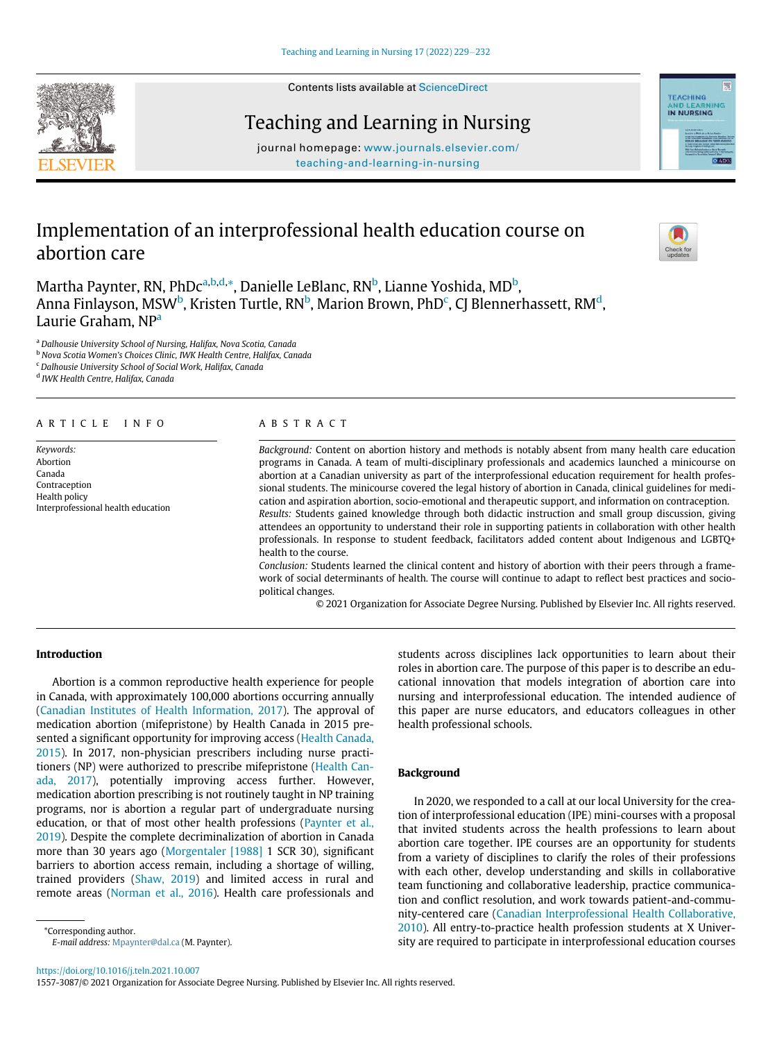Contents lists available at ScienceDirect

Teaching and Learning in Nursing

journal homepage: www.journals.elsevier.com/teaching-and-learning-in-nursing

# Implementation of an interprofessional health education course on abortion care

Martha Paynter, RN, PhDc[a,b,d,*], Danielle LeBlanc, RN[b], Lianne Yoshida, MD[b], Anna Finlayson, MSW[b], Kristen Turtle, RN[b], Marion Brown, PhD[c], CJ Blennerhassett, RM[d], Laurie Graham, NP[a]

[a] Dalhousie University School of Nursing, Halifax, Nova Scotia, Canada
[b] Nova Scotia Women's Choices Clinic, IWK Health Centre, Halifax, Canada
[c] Dalhousie University School of Social Work, Halifax, Canada
[d] IWK Health Centre, Halifax, Canada

**ARTICLE INFO**

*Keywords:*
Abortion
Canada
Contraception
Health policy
Interprofessional health education

**ABSTRACT**

*Background:* Content on abortion history and methods is notably absent from many health care education programs in Canada. A team of multi-disciplinary professionals and academics launched a minicourse on abortion at a Canadian university as part of the interprofessional education requirement for health professional students. The minicourse covered the legal history of abortion in Canada, clinical guidelines for medication and aspiration abortion, socio-emotional and therapeutic support, and information on contraception.

*Results:* Students gained knowledge through both didactic instruction and small group discussion, giving attendees an opportunity to understand their role in supporting patients in collaboration with other health professionals. In response to student feedback, facilitators added content about Indigenous and LGBTQ+ health to the course.

*Conclusion:* Students learned the clinical content and history of abortion with their peers through a framework of social determinants of health. The course will continue to adapt to reflect best practices and sociopolitical changes.

© 2021 Organization for Associate Degree Nursing. Published by Elsevier Inc. All rights reserved.

## Introduction

Abortion is a common reproductive health experience for people in Canada, with approximately 100,000 abortions occurring annually (Canadian Institutes of Health Information, 2017). The approval of medication abortion (mifepristone) by Health Canada in 2015 presented a significant opportunity for improving access (Health Canada, 2015). In 2017, non-physician prescribers including nurse practitioners (NP) were authorized to prescribe mifepristone (Health Canada, 2017), potentially improving access further. However, medication abortion prescribing is not routinely taught in NP training programs, nor is abortion a regular part of undergraduate nursing education, or that of most other health professions (Paynter et al., 2019). Despite the complete decriminalization of abortion in Canada more than 30 years ago (Morgentaler [1988] 1 SCR 30), significant barriers to abortion access remain, including a shortage of willing, trained providers (Shaw, 2019) and limited access in rural and remote areas (Norman et al., 2016). Health care professionals and students across disciplines lack opportunities to learn about their roles in abortion care. The purpose of this paper is to describe an educational innovation that models integration of abortion care into nursing and interprofessional education. The intended audience of this paper are nurse educators, and educators colleagues in other health professional schools.

## Background

In 2020, we responded to a call at our local University for the creation of interprofessional education (IPE) mini-courses with a proposal that invited students across the health professions to learn about abortion care together. IPE courses are an opportunity for students from a variety of disciplines to clarify the roles of their professions with each other, develop understanding and skills in collaborative team functioning and collaborative leadership, practice communication and conflict resolution, and work towards patient-and-community-centered care (Canadian Interprofessional Health Collaborative, 2010). All entry-to-practice health profession students at X University are required to participate in interprofessional education courses

*Corresponding author.
*E-mail address:* Mpaynter@dal.ca (M. Paynter).

https://doi.org/10.1016/j.teln.2021.10.007
1557-3087/© 2021 Organization for Associate Degree Nursing. Published by Elsevier Inc. All rights reserved.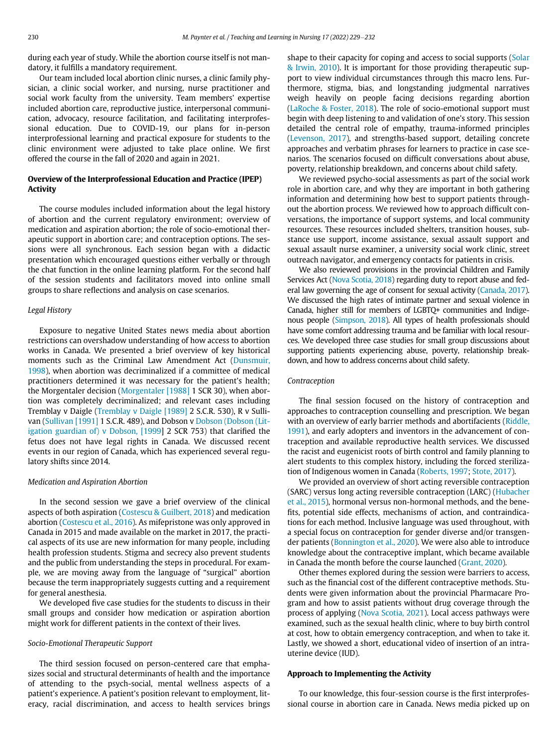during each year of study. While the abortion course itself is not mandatory, it fulfills a mandatory requirement.

Our team included local abortion clinic nurses, a clinic family physician, a clinic social worker, and nursing, nurse practitioner and social work faculty from the university. Team members' expertise included abortion care, reproductive justice, interpersonal communication, advocacy, resource facilitation, and facilitating interprofessional education. Due to COVID-19, our plans for in-person interprofessional learning and practical exposure for students to the clinic environment were adjusted to take place online. We first offered the course in the fall of 2020 and again in 2021.

## Overview of the Interprofessional Education and Practice (IPEP) Activity

The course modules included information about the legal history of abortion and the current regulatory environment; overview of medication and aspiration abortion; the role of socio-emotional therapeutic support in abortion care; and contraception options. The sessions were all synchronous. Each session began with a didactic presentation which encouraged questions either verbally or through the chat function in the online learning platform. For the second half of the session students and facilitators moved into online small groups to share reflections and analysis on case scenarios.

### *Legal History*

Exposure to negative United States news media about abortion restrictions can overshadow understanding of how access to abortion works in Canada. We presented a brief overview of key historical moments such as the Criminal Law Amendment Act (Dunsmuir, 1998), when abortion was decriminalized if a committee of medical practitioners determined it was necessary for the patient's health; the Morgentaler decision (Morgentaler [1988] 1 SCR 30), when abortion was completely decriminalized; and relevant cases including Tremblay v Daigle (Tremblay v Daigle [1989] 2 S.C.R. 530), R v Sullivan (Sullivan [1991] 1 S.C.R. 489), and Dobson v Dobson (Dobson (Litigation guardian of) v Dobson, [1999] 2 SCR 753) that clarified the fetus does not have legal rights in Canada. We discussed recent events in our region of Canada, which has experienced several regulatory shifts since 2014.

### *Medication and Aspiration Abortion*

In the second session we gave a brief overview of the clinical aspects of both aspiration (Costescu & Guilbert, 2018) and medication abortion (Costescu et al., 2016). As mifepristone was only approved in Canada in 2015 and made available on the market in 2017, the practical aspects of its use are new information for many people, including health profession students. Stigma and secrecy also prevent students and the public from understanding the steps in procedural. For example, we are moving away from the language of "surgical" abortion because the term inappropriately suggests cutting and a requirement for general anesthesia.

We developed five case studies for the students to discuss in their small groups and consider how medication or aspiration abortion might work for different patients in the context of their lives.

### *Socio-Emotional Therapeutic Support*

The third session focused on person-centered care that emphasizes social and structural determinants of health and the importance of attending to the psych-social, mental wellness aspects of a patient's experience. A patient's position relevant to employment, literacy, racial discrimination, and access to health services brings shape to their capacity for coping and access to social supports (Solar & Irwin, 2010). It is important for those providing therapeutic support to view individual circumstances through this macro lens. Furthermore, stigma, bias, and longstanding judgmental narratives weigh heavily on people facing decisions regarding abortion (LaRoche & Foster, 2018). The role of socio-emotional support must begin with deep listening to and validation of one's story. This session detailed the central role of empathy, trauma-informed principles (Levenson, 2017), and strengths-based support, detailing concrete approaches and verbatim phrases for learners to practice in case scenarios. The scenarios focused on difficult conversations about abuse, poverty, relationship breakdown, and concerns about child safety.

We reviewed psycho-social assessments as part of the social work role in abortion care, and why they are important in both gathering information and determining how best to support patients throughout the abortion process. We reviewed how to approach difficult conversations, the importance of support systems, and local community resources. These resources included shelters, transition houses, substance use support, income assistance, sexual assault support and sexual assault nurse examiner, a university social work clinic, street outreach navigator, and emergency contacts for patients in crisis.

We also reviewed provisions in the provincial Children and Family Services Act (Nova Scotia, 2018) regarding duty to report abuse and federal law governing the age of consent for sexual activity (Canada, 2017). We discussed the high rates of intimate partner and sexual violence in Canada, higher still for members of LGBTQ+ communities and Indigenous people (Simpson, 2018). All types of health professionals should have some comfort addressing trauma and be familiar with local resources. We developed three case studies for small group discussions about supporting patients experiencing abuse, poverty, relationship breakdown, and how to address concerns about child safety.

### *Contraception*

The final session focused on the history of contraception and approaches to contraception counselling and prescription. We began with an overview of early barrier methods and abortifacients (Riddle, 1991), and early adopters and inventors in the advancement of contraception and available reproductive health services. We discussed the racist and eugenicist roots of birth control and family planning to alert students to this complex history, including the forced sterilization of Indigenous women in Canada (Roberts, 1997; Stote, 2017).

We provided an overview of short acting reversible contraception (SARC) versus long acting reversible contraception (LARC) (Hubacher et al., 2015), hormonal versus non-hormonal methods, and the benefits, potential side effects, mechanisms of action, and contraindications for each method. Inclusive language was used throughout, with a special focus on contraception for gender diverse and/or transgender patients (Bonnington et al., 2020). We were also able to introduce knowledge about the contraceptive implant, which became available in Canada the month before the course launched (Grant, 2020).

Other themes explored during the session were barriers to access, such as the financial cost of the different contraceptive methods. Students were given information about the provincial Pharmacare Program and how to assist patients without drug coverage through the process of applying (Nova Scotia, 2021). Local access pathways were examined, such as the sexual health clinic, where to buy birth control at cost, how to obtain emergency contraception, and when to take it. Lastly, we showed a short, educational video of insertion of an intrauterine device (IUD).

## Approach to Implementing the Activity

To our knowledge, this four-session course is the first interprofessional course in abortion care in Canada. News media picked up on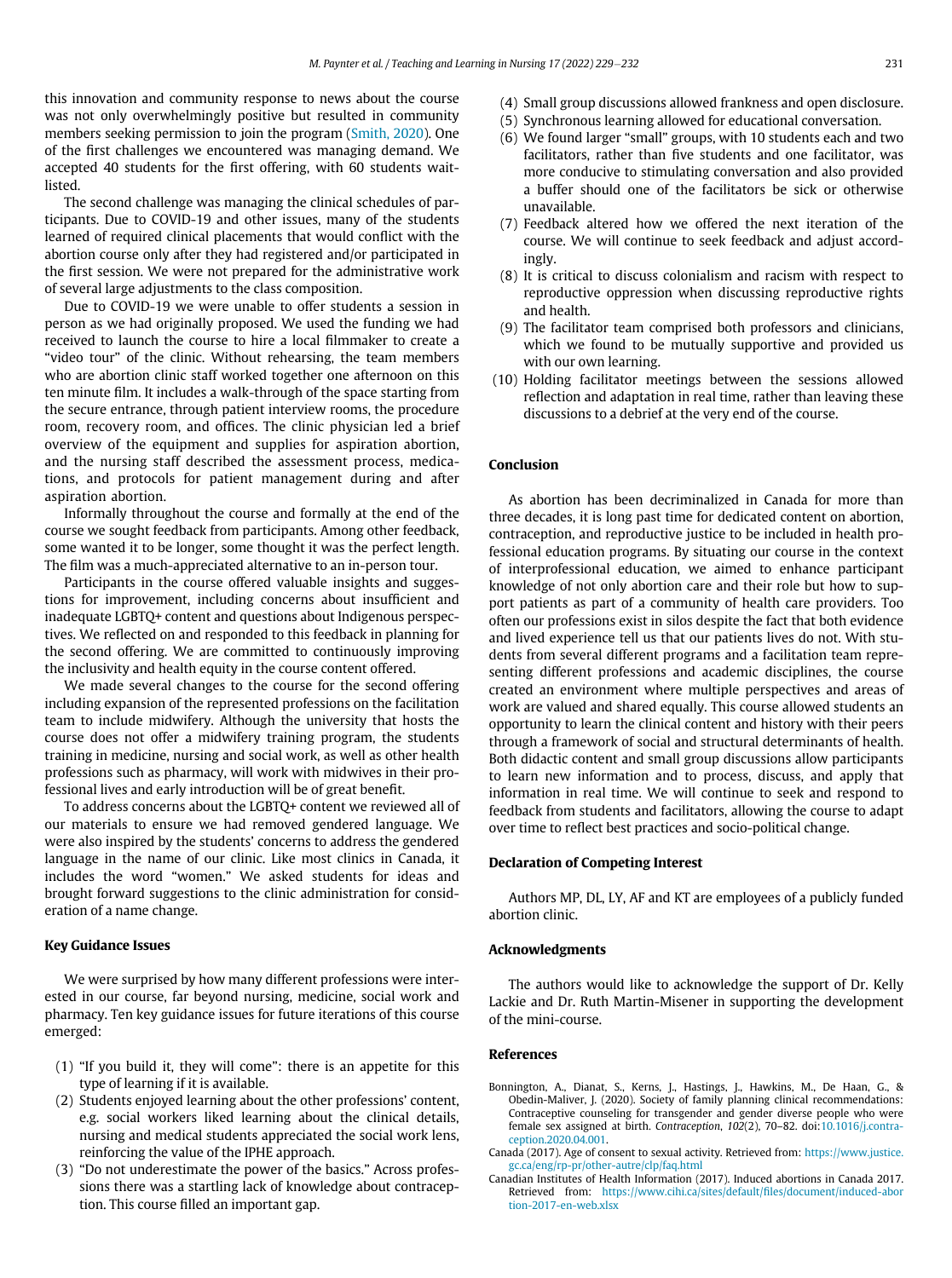this innovation and community response to news about the course was not only overwhelmingly positive but resulted in community members seeking permission to join the program (Smith, 2020). One of the first challenges we encountered was managing demand. We accepted 40 students for the first offering, with 60 students wait-listed.

The second challenge was managing the clinical schedules of participants. Due to COVID-19 and other issues, many of the students learned of required clinical placements that would conflict with the abortion course only after they had registered and/or participated in the first session. We were not prepared for the administrative work of several large adjustments to the class composition.

Due to COVID-19 we were unable to offer students a session in person as we had originally proposed. We used the funding we had received to launch the course to hire a local filmmaker to create a "video tour" of the clinic. Without rehearsing, the team members who are abortion clinic staff worked together one afternoon on this ten minute film. It includes a walk-through of the space starting from the secure entrance, through patient interview rooms, the procedure room, recovery room, and offices. The clinic physician led a brief overview of the equipment and supplies for aspiration abortion, and the nursing staff described the assessment process, medications, and protocols for patient management during and after aspiration abortion.

Informally throughout the course and formally at the end of the course we sought feedback from participants. Among other feedback, some wanted it to be longer, some thought it was the perfect length. The film was a much-appreciated alternative to an in-person tour.

Participants in the course offered valuable insights and suggestions for improvement, including concerns about insufficient and inadequate LGBTQ+ content and questions about Indigenous perspectives. We reflected on and responded to this feedback in planning for the second offering. We are committed to continuously improving the inclusivity and health equity in the course content offered.

We made several changes to the course for the second offering including expansion of the represented professions on the facilitation team to include midwifery. Although the university that hosts the course does not offer a midwifery training program, the students training in medicine, nursing and social work, as well as other health professions such as pharmacy, will work with midwives in their professional lives and early introduction will be of great benefit.

To address concerns about the LGBTQ+ content we reviewed all of our materials to ensure we had removed gendered language. We were also inspired by the students' concerns to address the gendered language in the name of our clinic. Like most clinics in Canada, it includes the word "women." We asked students for ideas and brought forward suggestions to the clinic administration for consideration of a name change.

## Key Guidance Issues

We were surprised by how many different professions were interested in our course, far beyond nursing, medicine, social work and pharmacy. Ten key guidance issues for future iterations of this course emerged:

(1) "If you build it, they will come": there is an appetite for this type of learning if it is available.
(2) Students enjoyed learning about the other professions' content, e.g. social workers liked learning about the clinical details, nursing and medical students appreciated the social work lens, reinforcing the value of the IPHE approach.
(3) "Do not underestimate the power of the basics." Across professions there was a startling lack of knowledge about contraception. This course filled an important gap.
(4) Small group discussions allowed frankness and open disclosure.
(5) Synchronous learning allowed for educational conversation.
(6) We found larger "small" groups, with 10 students each and two facilitators, rather than five students and one facilitator, was more conducive to stimulating conversation and also provided a buffer should one of the facilitators be sick or otherwise unavailable.
(7) Feedback altered how we offered the next iteration of the course. We will continue to seek feedback and adjust accordingly.
(8) It is critical to discuss colonialism and racism with respect to reproductive oppression when discussing reproductive rights and health.
(9) The facilitator team comprised both professors and clinicians, which we found to be mutually supportive and provided us with our own learning.
(10) Holding facilitator meetings between the sessions allowed reflection and adaptation in real time, rather than leaving these discussions to a debrief at the very end of the course.

## Conclusion

As abortion has been decriminalized in Canada for more than three decades, it is long past time for dedicated content on abortion, contraception, and reproductive justice to be included in health professional education programs. By situating our course in the context of interprofessional education, we aimed to enhance participant knowledge of not only abortion care and their role but how to support patients as part of a community of health care providers. Too often our professions exist in silos despite the fact that both evidence and lived experience tell us that our patients lives do not. With students from several different programs and a facilitation team representing different professions and academic disciplines, the course created an environment where multiple perspectives and areas of work are valued and shared equally. This course allowed students an opportunity to learn the clinical content and history with their peers through a framework of social and structural determinants of health. Both didactic content and small group discussions allow participants to learn new information and to process, discuss, and apply that information in real time. We will continue to seek and respond to feedback from students and facilitators, allowing the course to adapt over time to reflect best practices and socio-political change.

## Declaration of Competing Interest

Authors MP, DL, LY, AF and KT are employees of a publicly funded abortion clinic.

## Acknowledgments

The authors would like to acknowledge the support of Dr. Kelly Lackie and Dr. Ruth Martin-Misener in supporting the development of the mini-course.

## References

Bonnington, A., Dianat, S., Kerns, J., Hastings, J., Hawkins, M., De Haan, G., & Obedin-Maliver, J. (2020). Society of family planning clinical recommendations: Contraceptive counseling for transgender and gender diverse people who were female sex assigned at birth. *Contraception*, *102*(2), 70–82. doi:10.1016/j.contraception.2020.04.001.

Canada (2017). Age of consent to sexual activity. Retrieved from: https://www.justice.gc.ca/eng/rp-pr/other-autre/clp/faq.html

Canadian Institutes of Health Information (2017). Induced abortions in Canada 2017. Retrieved from: https://www.cihi.ca/sites/default/files/document/induced-abortion-2017-en-web.xlsx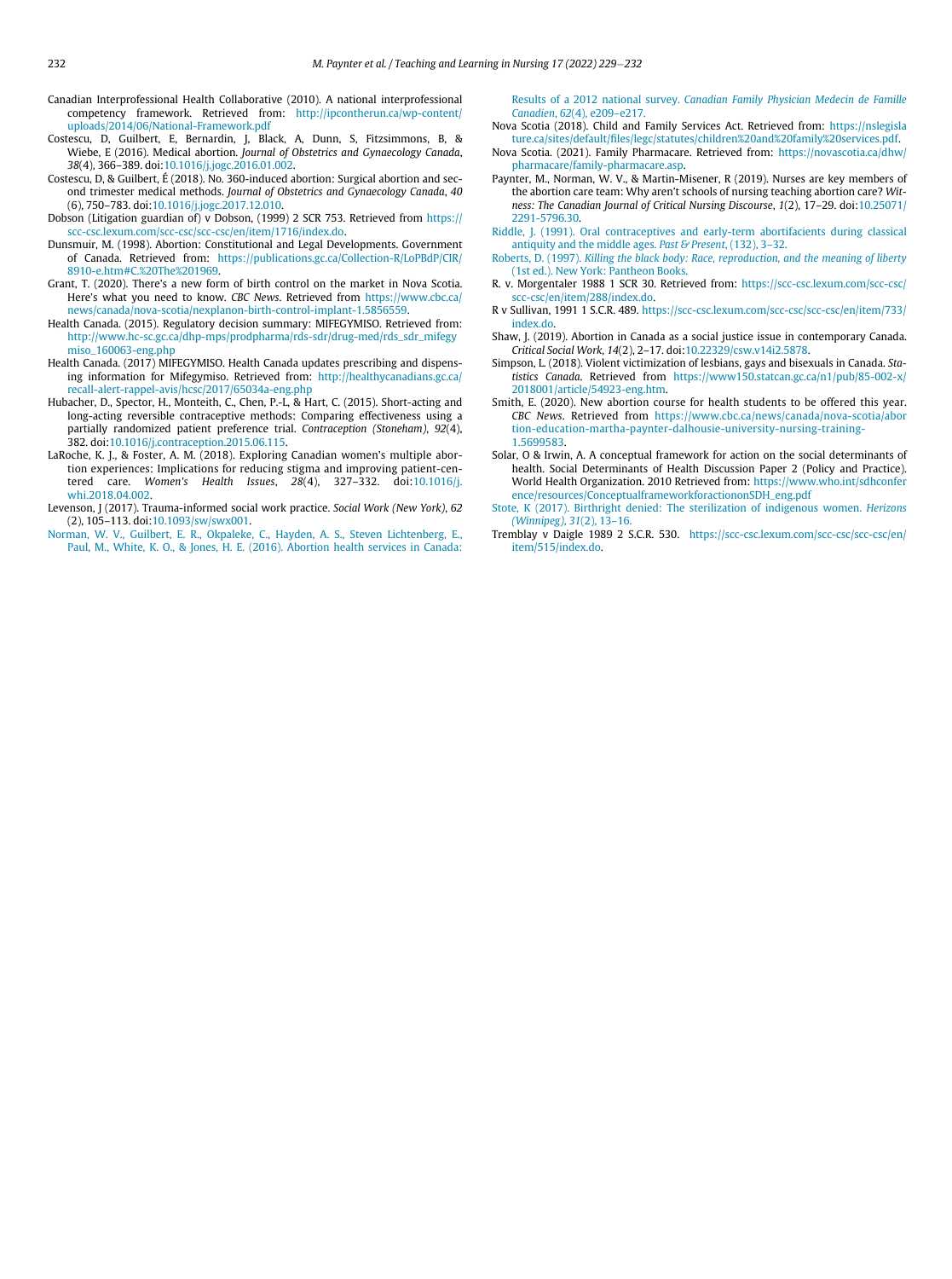Canadian Interprofessional Health Collaborative (2010). A national interprofessional competency framework. Retrieved from: http://ipcontherun.ca/wp-content/uploads/2014/06/National-Framework.pdf

Costescu, D, Guilbert, E, Bernardin, J, Black, A, Dunn, S, Fitzsimmons, B, & Wiebe, E (2016). Medical abortion. *Journal of Obstetrics and Gynaecology Canada*, *38*(4), 366–389. doi:10.1016/j.jogc.2016.01.002.

Costescu, D, & Guilbert, É (2018). No. 360-induced abortion: Surgical abortion and second trimester medical methods. *Journal of Obstetrics and Gynaecology Canada*, *40* (6), 750–783. doi:10.1016/j.jogc.2017.12.010.

Dobson (Litigation guardian of) v Dobson, (1999) 2 SCR 753. Retrieved from https://scc-csc.lexum.com/scc-csc/scc-csc/en/item/1716/index.do.

Dunsmuir, M. (1998). Abortion: Constitutional and Legal Developments. Government of Canada. Retrieved from: https://publications.gc.ca/Collection-R/LoPBdP/CIR/8910-e.htm#C.%20The%201969.

Grant, T. (2020). There's a new form of birth control on the market in Nova Scotia. Here's what you need to know. *CBC News*. Retrieved from https://www.cbc.ca/news/canada/nova-scotia/nexplanon-birth-control-implant-1.5856559.

Health Canada. (2015). Regulatory decision summary: MIFEGYMISO. Retrieved from: http://www.hc-sc.gc.ca/dhp-mps/prodpharma/rds-sdr/drug-med/rds_sdr_mifegymiso_160063-eng.php

Health Canada. (2017) MIFEGYMISO. Health Canada updates prescribing and dispensing information for Mifegymiso. Retrieved from: http://healthycanadians.gc.ca/recall-alert-rappel-avis/hcsc/2017/65034a-eng.php

Hubacher, D., Spector, H., Monteith, C., Chen, P.-L, & Hart, C. (2015). Short-acting and long-acting reversible contraceptive methods: Comparing effectiveness using a partially randomized patient preference trial. *Contraception (Stoneham)*, *92*(4), 382. doi:10.1016/j.contraception.2015.06.115.

LaRoche, K. J., & Foster, A. M. (2018). Exploring Canadian women's multiple abortion experiences: Implications for reducing stigma and improving patient-centered care. *Women's Health Issues*, *28*(4), 327–332. doi:10.1016/j.whi.2018.04.002.

Levenson, J (2017). Trauma-informed social work practice. *Social Work (New York)*, *62* (2), 105–113. doi:10.1093/sw/swx001.

Norman, W. V., Guilbert, E. R., Okpaleke, C., Hayden, A. S., Steven Lichtenberg, E., Paul, M., White, K. O., & Jones, H. E. (2016). Abortion health services in Canada: Results of a 2012 national survey. *Canadian Family Physician Medecin de Famille Canadien*, *62*(4), e209–e217.

Nova Scotia (2018). Child and Family Services Act. Retrieved from: https://nslegislature.ca/sites/default/files/legc/statutes/children%20and%20family%20services.pdf.

Nova Scotia. (2021). Family Pharmacare. Retrieved from: https://novascotia.ca/dhw/pharmacare/family-pharmacare.asp.

Paynter, M., Norman, W. V., & Martin-Misener, R (2019). Nurses are key members of the abortion care team: Why aren't schools of nursing teaching abortion care? *Witness: The Canadian Journal of Critical Nursing Discourse*, *1*(2), 17–29. doi:10.25071/2291-5796.30.

Riddle, J. (1991). Oral contraceptives and early-term abortifacients during classical antiquity and the middle ages. *Past & Present*, (132), 3–32.

Roberts, D. (1997). *Killing the black body: Race, reproduction, and the meaning of liberty* (1st ed.). New York: Pantheon Books.

R. v. Morgentaler 1988 1 SCR 30. Retrieved from: https://scc-csc.lexum.com/scc-csc/scc-csc/en/item/288/index.do.

R v Sullivan, 1991 1 S.C.R. 489. https://scc-csc.lexum.com/scc-csc/scc-csc/en/item/733/index.do.

Shaw, J. (2019). Abortion in Canada as a social justice issue in contemporary Canada. *Critical Social Work*, *14*(2), 2–17. doi:10.22329/csw.v14i2.5878.

Simpson, L. (2018). Violent victimization of lesbians, gays and bisexuals in Canada. *Statistics Canada*. Retrieved from https://www150.statcan.gc.ca/n1/pub/85-002-x/2018001/article/54923-eng.htm.

Smith, E. (2020). New abortion course for health students to be offered this year. *CBC News*. Retrieved from https://www.cbc.ca/news/canada/nova-scotia/abortion-education-martha-paynter-dalhousie-university-nursing-training-1.5699583.

Solar, O & Irwin, A. A conceptual framework for action on the social determinants of health. Social Determinants of Health Discussion Paper 2 (Policy and Practice). World Health Organization. 2010 Retrieved from: https://www.who.int/sdhconference/resources/ConceptualframeworkforactiononSDH_eng.pdf

Stote, K (2017). Birthright denied: The sterilization of indigenous women. *Herizons (Winnipeg)*, *31*(2), 13–16.

Tremblay v Daigle 1989 2 S.C.R. 530. https://scc-csc.lexum.com/scc-csc/scc-csc/en/item/515/index.do.